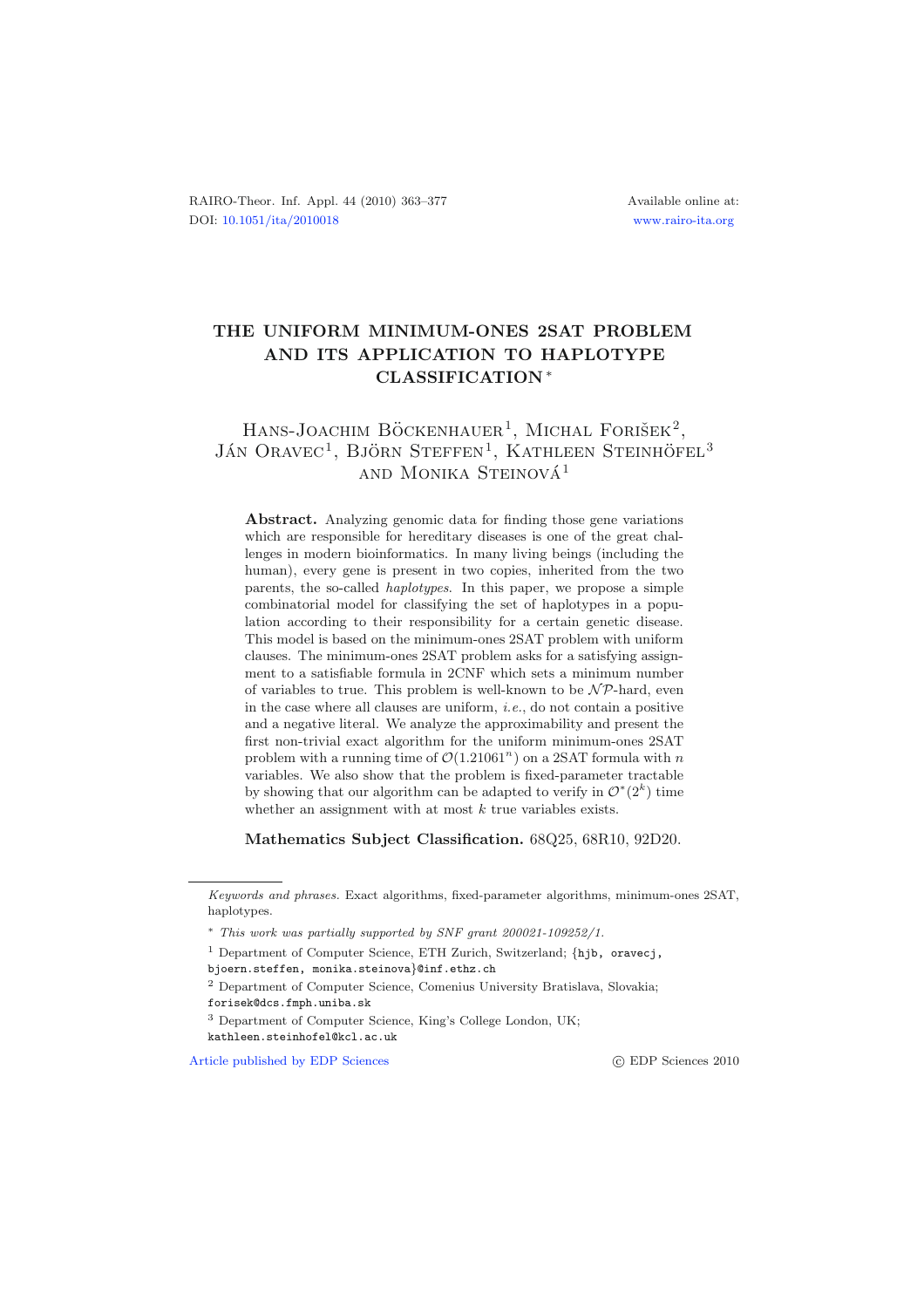# THE UNIFORM MINIMUM-ONES 2SAT PROBLEM AND ITS APPLICATION TO HAPLOTYPE CLASSIFICATION*

Hans-Joachim Böckenhauer[1], Michal Forišek[2], Ján Oravec[1], Björn Steffen[1], Kathleen Steinhöfel[3] and Monika Steinová[1]

**Abstract.** Analyzing genomic data for finding those gene variations which are responsible for hereditary diseases is one of the great challenges in modern bioinformatics. In many living beings (including the human), every gene is present in two copies, inherited from the two parents, the so-called *haplotypes*. In this paper, we propose a simple combinatorial model for classifying the set of haplotypes in a population according to their responsibility for a certain genetic disease. This model is based on the minimum-ones 2SAT problem with uniform clauses. The minimum-ones 2SAT problem asks for a satisfying assignment to a satisfiable formula in 2CNF which sets a minimum number of variables to true. This problem is well-known to be $\mathcal{NP}$-hard, even in the case where all clauses are uniform, *i.e.*, do not contain a positive and a negative literal. We analyze the approximability and present the first non-trivial exact algorithm for the uniform minimum-ones 2SAT problem with a running time of $\mathcal{O}(1.21061^n)$ on a 2SAT formula with $n$ variables. We also show that the problem is fixed-parameter tractable by showing that our algorithm can be adapted to verify in $\mathcal{O}^*(2^k)$ time whether an assignment with at most $k$ true variables exists.

**Mathematics Subject Classification.** 68Q25, 68R10, 92D20.

---

*Keywords and phrases.* Exact algorithms, fixed-parameter algorithms, minimum-ones 2SAT, haplotypes.

\* *This work was partially supported by SNF grant 200021-109252/1.*

[1] Department of Computer Science, ETH Zurich, Switzerland; {hjb, oravecj, bjoern.steffen, monika.steinova}@inf.ethz.ch

[2] Department of Computer Science, Comenius University Bratislava, Slovakia; forisek@dcs.fmph.uniba.sk

[3] Department of Computer Science, King's College London, UK; kathleen.steinhofel@kcl.ac.uk

Article published by EDP Sciences © EDP Sciences 2010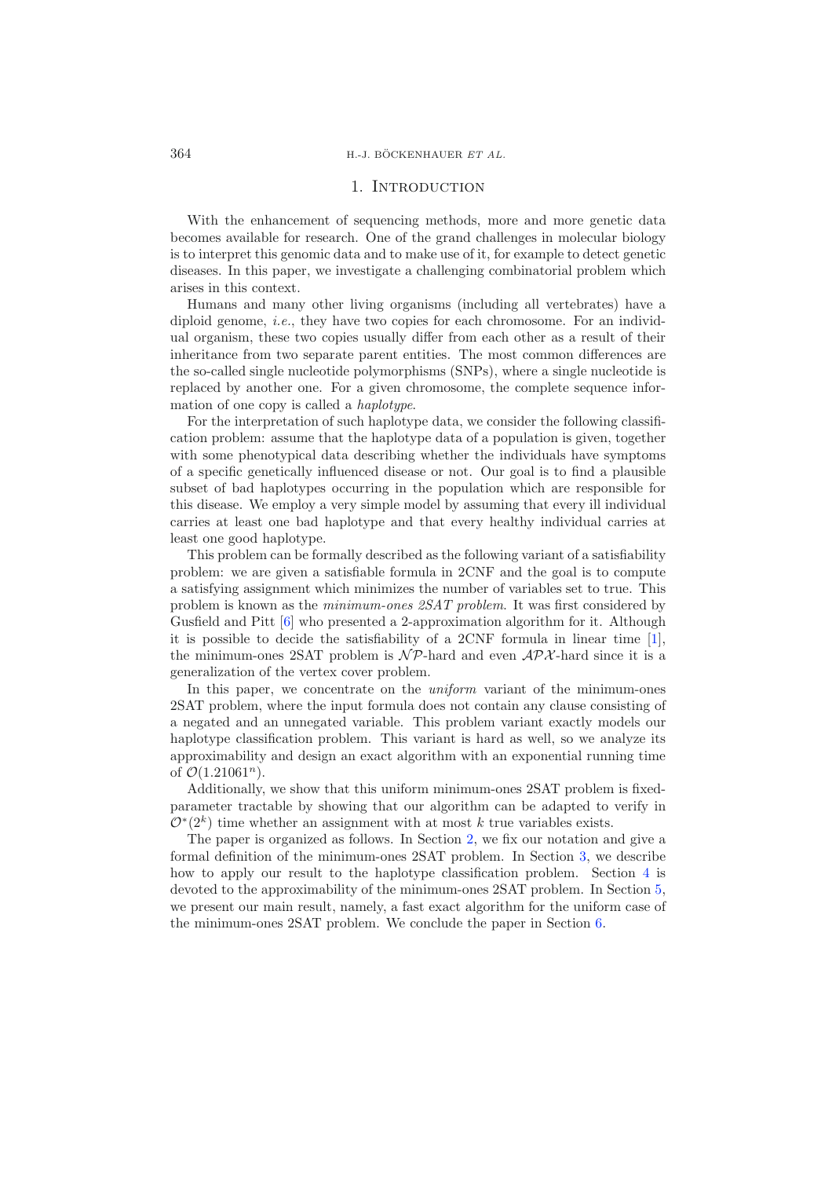# 1. Introduction

With the enhancement of sequencing methods, more and more genetic data becomes available for research. One of the grand challenges in molecular biology is to interpret this genomic data and to make use of it, for example to detect genetic diseases. In this paper, we investigate a challenging combinatorial problem which arises in this context.

Humans and many other living organisms (including all vertebrates) have a diploid genome, *i.e.*, they have two copies for each chromosome. For an individual organism, these two copies usually differ from each other as a result of their inheritance from two separate parent entities. The most common differences are the so-called single nucleotide polymorphisms (SNPs), where a single nucleotide is replaced by another one. For a given chromosome, the complete sequence information of one copy is called a *haplotype*.

For the interpretation of such haplotype data, we consider the following classification problem: assume that the haplotype data of a population is given, together with some phenotypical data describing whether the individuals have symptoms of a specific genetically influenced disease or not. Our goal is to find a plausible subset of bad haplotypes occurring in the population which are responsible for this disease. We employ a very simple model by assuming that every ill individual carries at least one bad haplotype and that every healthy individual carries at least one good haplotype.

This problem can be formally described as the following variant of a satisfiability problem: we are given a satisfiable formula in 2CNF and the goal is to compute a satisfying assignment which minimizes the number of variables set to true. This problem is known as the *minimum-ones 2SAT problem*. It was first considered by Gusfield and Pitt [6] who presented a 2-approximation algorithm for it. Although it is possible to decide the satisfiability of a 2CNF formula in linear time [1], the minimum-ones 2SAT problem is $\mathcal{NP}$-hard and even $\mathcal{APX}$-hard since it is a generalization of the vertex cover problem.

In this paper, we concentrate on the *uniform* variant of the minimum-ones 2SAT problem, where the input formula does not contain any clause consisting of a negated and an unnegated variable. This problem variant exactly models our haplotype classification problem. This variant is hard as well, so we analyze its approximability and design an exact algorithm with an exponential running time of $\mathcal{O}(1.21061^n)$.

Additionally, we show that this uniform minimum-ones 2SAT problem is fixed-parameter tractable by showing that our algorithm can be adapted to verify in $\mathcal{O}^*(2^k)$ time whether an assignment with at most $k$ true variables exists.

The paper is organized as follows. In Section 2, we fix our notation and give a formal definition of the minimum-ones 2SAT problem. In Section 3, we describe how to apply our result to the haplotype classification problem. Section 4 is devoted to the approximability of the minimum-ones 2SAT problem. In Section 5, we present our main result, namely, a fast exact algorithm for the uniform case of the minimum-ones 2SAT problem. We conclude the paper in Section 6.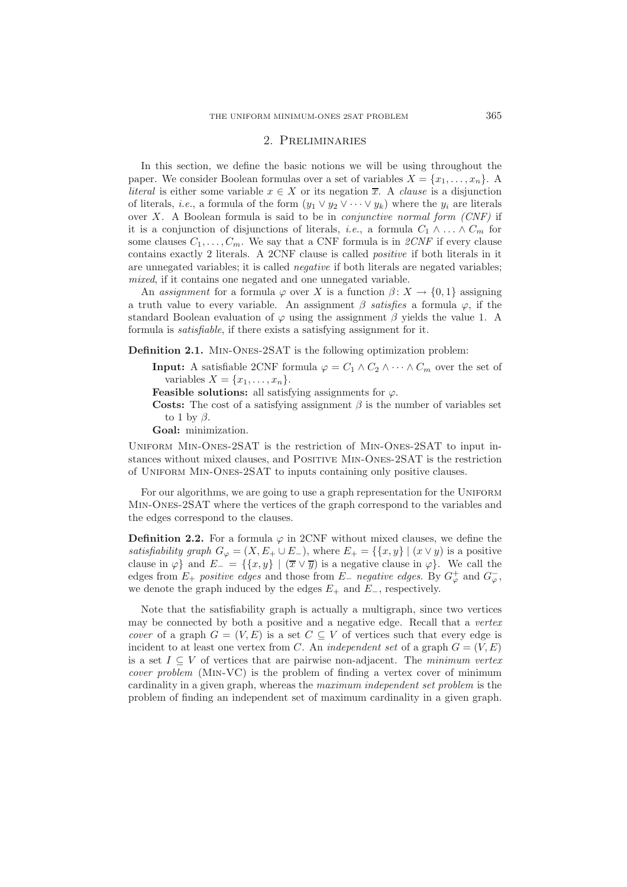## 2. Preliminaries

In this section, we define the basic notions we will be using throughout the paper. We consider Boolean formulas over a set of variables $X = \{x_1, \ldots, x_n\}$. A *literal* is either some variable $x \in X$ or its negation $\overline{x}$. A *clause* is a disjunction of literals, *i.e.*, a formula of the form $(y_1 \vee y_2 \vee \cdots \vee y_k)$ where the $y_i$ are literals over $X$. A Boolean formula is said to be in *conjunctive normal form (CNF)* if it is a conjunction of disjunctions of literals, *i.e.*, a formula $C_1 \wedge \ldots \wedge C_m$ for some clauses $C_1, \ldots, C_m$. We say that a CNF formula is in *2CNF* if every clause contains exactly 2 literals. A 2CNF clause is called *positive* if both literals in it are unnegated variables; it is called *negative* if both literals are negated variables; *mixed*, if it contains one negated and one unnegated variable.

An *assignment* for a formula $\varphi$ over $X$ is a function $\beta \colon X \to \{0, 1\}$ assigning a truth value to every variable. An assignment $\beta$ *satisfies* a formula $\varphi$, if the standard Boolean evaluation of $\varphi$ using the assignment $\beta$ yields the value 1. A formula is *satisfiable*, if there exists a satisfying assignment for it.

**Definition 2.1.** Min-Ones-2SAT is the following optimization problem:

**Input:** A satisfiable 2CNF formula $\varphi = C_1 \wedge C_2 \wedge \cdots \wedge C_m$ over the set of variables $X = \{x_1, \ldots, x_n\}$.

**Feasible solutions:** all satisfying assignments for $\varphi$.

**Costs:** The cost of a satisfying assignment $\beta$ is the number of variables set to 1 by $\beta$.

**Goal:** minimization.

Uniform Min-Ones-2SAT is the restriction of Min-Ones-2SAT to input instances without mixed clauses, and Positive Min-Ones-2SAT is the restriction of Uniform Min-Ones-2SAT to inputs containing only positive clauses.

For our algorithms, we are going to use a graph representation for the Uniform Min-Ones-2SAT where the vertices of the graph correspond to the variables and the edges correspond to the clauses.

**Definition 2.2.** For a formula $\varphi$ in 2CNF without mixed clauses, we define the *satisfiability graph* $G_\varphi = (X, E_+ \cup E_-)$, where $E_+ = \{\{x, y\} \mid (x \vee y)$ is a positive clause in $\varphi\}$ and $E_- = \{\{x, y\} \mid (\overline{x} \vee \overline{y})$ is a negative clause in $\varphi\}$. We call the edges from $E_+$ *positive edges* and those from $E_-$ *negative edges*. By $G_\varphi^+$ and $G_\varphi^-$, we denote the graph induced by the edges $E_+$ and $E_-$, respectively.

Note that the satisfiability graph is actually a multigraph, since two vertices may be connected by both a positive and a negative edge. Recall that a *vertex cover* of a graph $G = (V, E)$ is a set $C \subseteq V$ of vertices such that every edge is incident to at least one vertex from $C$. An *independent set* of a graph $G = (V, E)$ is a set $I \subseteq V$ of vertices that are pairwise non-adjacent. The *minimum vertex cover problem* (Min-VC) is the problem of finding a vertex cover of minimum cardinality in a given graph, whereas the *maximum independent set problem* is the problem of finding an independent set of maximum cardinality in a given graph.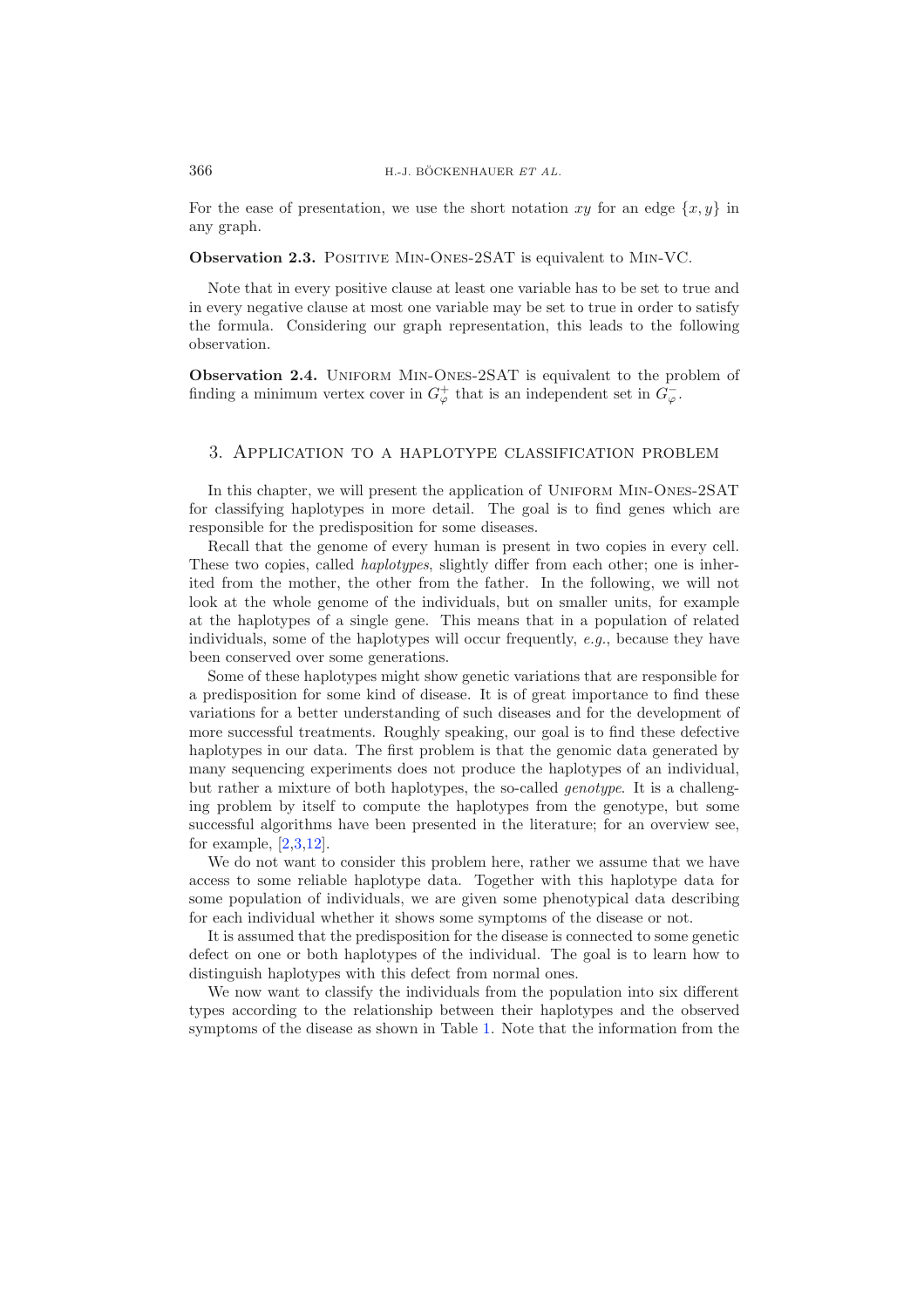For the ease of presentation, we use the short notation $xy$ for an edge $\{x, y\}$ in any graph.

**Observation 2.3.** Positive Min-Ones-2SAT is equivalent to Min-VC.

Note that in every positive clause at least one variable has to be set to true and in every negative clause at most one variable may be set to true in order to satisfy the formula. Considering our graph representation, this leads to the following observation.

**Observation 2.4.** Uniform Min-Ones-2SAT is equivalent to the problem of finding a minimum vertex cover in $G^{+}_{\varphi}$ that is an independent set in $G^{-}_{\varphi}$.

## 3. Application to a haplotype classification problem

In this chapter, we will present the application of Uniform Min-Ones-2SAT for classifying haplotypes in more detail. The goal is to find genes which are responsible for the predisposition for some diseases.

Recall that the genome of every human is present in two copies in every cell. These two copies, called *haplotypes*, slightly differ from each other; one is inherited from the mother, the other from the father. In the following, we will not look at the whole genome of the individuals, but on smaller units, for example at the haplotypes of a single gene. This means that in a population of related individuals, some of the haplotypes will occur frequently, *e.g.*, because they have been conserved over some generations.

Some of these haplotypes might show genetic variations that are responsible for a predisposition for some kind of disease. It is of great importance to find these variations for a better understanding of such diseases and for the development of more successful treatments. Roughly speaking, our goal is to find these defective haplotypes in our data. The first problem is that the genomic data generated by many sequencing experiments does not produce the haplotypes of an individual, but rather a mixture of both haplotypes, the so-called *genotype*. It is a challenging problem by itself to compute the haplotypes from the genotype, but some successful algorithms have been presented in the literature; for an overview see, for example, [2,3,12].

We do not want to consider this problem here, rather we assume that we have access to some reliable haplotype data. Together with this haplotype data for some population of individuals, we are given some phenotypical data describing for each individual whether it shows some symptoms of the disease or not.

It is assumed that the predisposition for the disease is connected to some genetic defect on one or both haplotypes of the individual. The goal is to learn how to distinguish haplotypes with this defect from normal ones.

We now want to classify the individuals from the population into six different types according to the relationship between their haplotypes and the observed symptoms of the disease as shown in Table 1. Note that the information from the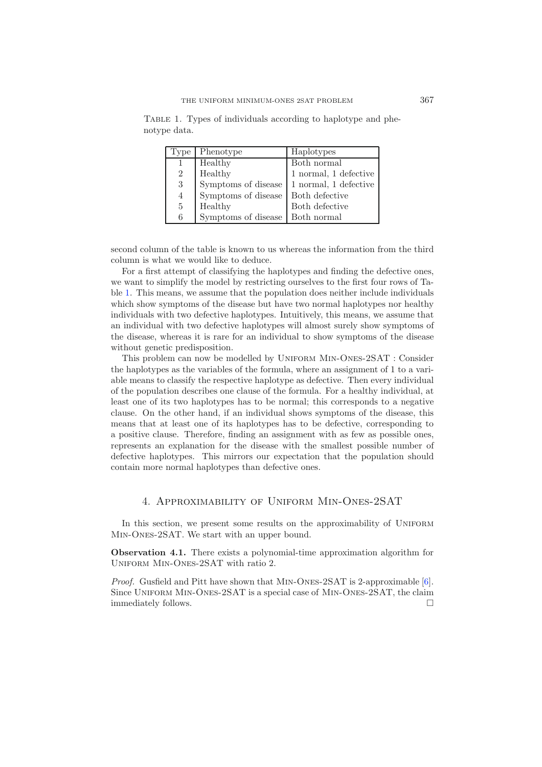Table 1. Types of individuals according to haplotype and phenotype data.

| Type | Phenotype | Haplotypes |
|---|---|---|
| 1 | Healthy | Both normal |
| 2 | Healthy | 1 normal, 1 defective |
| 3 | Symptoms of disease | 1 normal, 1 defective |
| 4 | Symptoms of disease | Both defective |
| 5 | Healthy | Both defective |
| 6 | Symptoms of disease | Both normal |

second column of the table is known to us whereas the information from the third column is what we would like to deduce.

For a first attempt of classifying the haplotypes and finding the defective ones, we want to simplify the model by restricting ourselves to the first four rows of Table 1. This means, we assume that the population does neither include individuals which show symptoms of the disease but have two normal haplotypes nor healthy individuals with two defective haplotypes. Intuitively, this means, we assume that an individual with two defective haplotypes will almost surely show symptoms of the disease, whereas it is rare for an individual to show symptoms of the disease without genetic predisposition.

This problem can now be modelled by Uniform Min-Ones-2SAT : Consider the haplotypes as the variables of the formula, where an assignment of 1 to a variable means to classify the respective haplotype as defective. Then every individual of the population describes one clause of the formula. For a healthy individual, at least one of its two haplotypes has to be normal; this corresponds to a negative clause. On the other hand, if an individual shows symptoms of the disease, this means that at least one of its haplotypes has to be defective, corresponding to a positive clause. Therefore, finding an assignment with as few as possible ones, represents an explanation for the disease with the smallest possible number of defective haplotypes. This mirrors our expectation that the population should contain more normal haplotypes than defective ones.

## 4. Approximability of Uniform Min-Ones-2SAT

In this section, we present some results on the approximability of Uniform Min-Ones-2SAT. We start with an upper bound.

**Observation 4.1.** There exists a polynomial-time approximation algorithm for Uniform Min-Ones-2SAT with ratio 2.

*Proof.* Gusfield and Pitt have shown that Min-Ones-2SAT is 2-approximable [6]. Since Uniform Min-Ones-2SAT is a special case of Min-Ones-2SAT, the claim immediately follows. □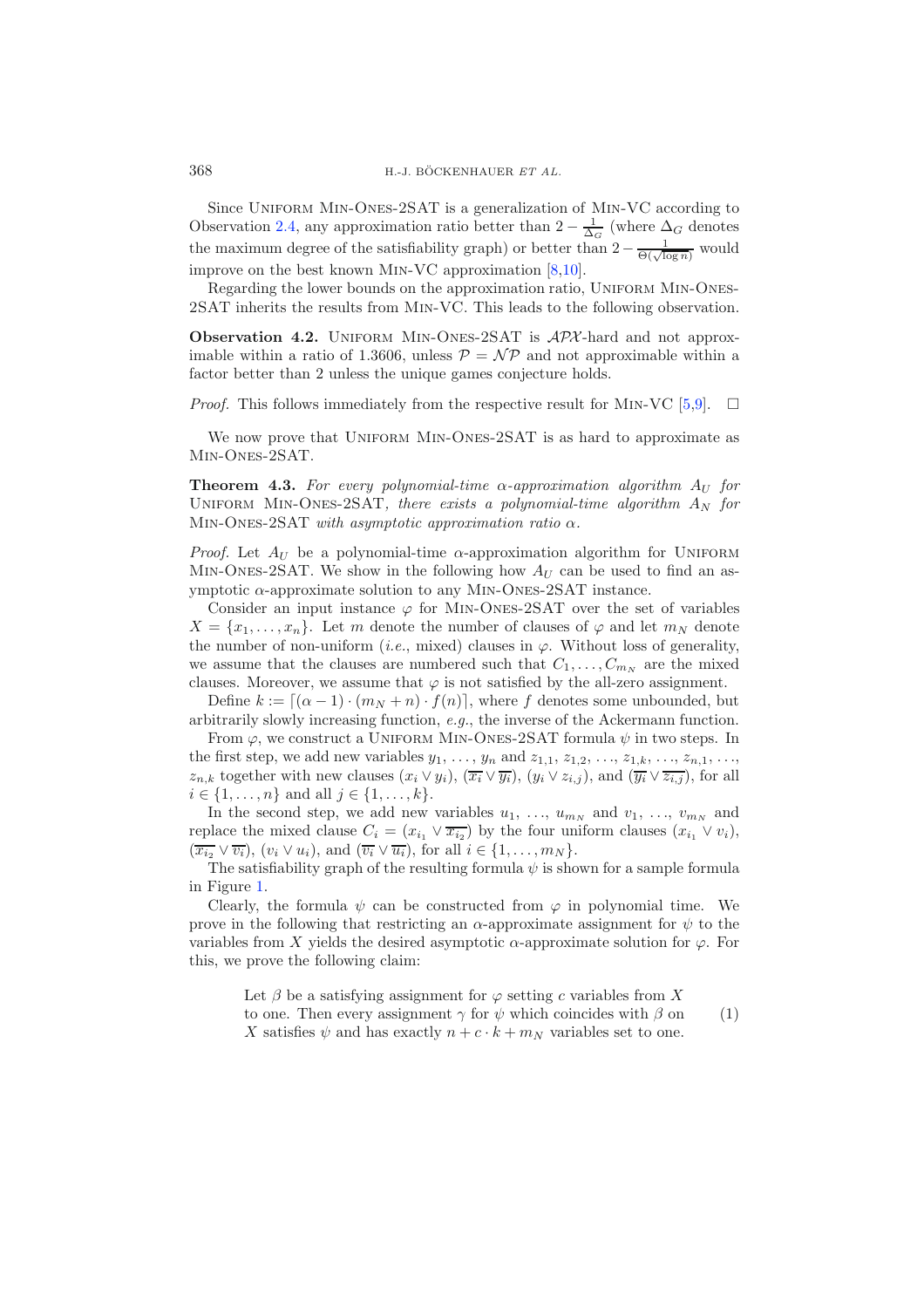Since Uniform Min-Ones-2SAT is a generalization of Min-VC according to Observation 2.4, any approximation ratio better than $2 - \frac{1}{\Delta_G}$ (where $\Delta_G$ denotes the maximum degree of the satisfiability graph) or better than $2 - \frac{1}{\Theta(\sqrt{\log n})}$ would improve on the best known Min-VC approximation [8,10].

Regarding the lower bounds on the approximation ratio, Uniform Min-Ones-2SAT inherits the results from Min-VC. This leads to the following observation.

**Observation 4.2.** Uniform Min-Ones-2SAT is $\mathcal{APX}$-hard and not approximable within a ratio of 1.3606, unless $\mathcal{P} = \mathcal{NP}$ and not approximable within a factor better than 2 unless the unique games conjecture holds.

*Proof.* This follows immediately from the respective result for Min-VC [5,9]. □

We now prove that Uniform Min-Ones-2SAT is as hard to approximate as Min-Ones-2SAT.

**Theorem 4.3.** *For every polynomial-time $\alpha$-approximation algorithm $A_U$ for* Uniform Min-Ones-2SAT, *there exists a polynomial-time algorithm $A_N$ for* Min-Ones-2SAT *with asymptotic approximation ratio $\alpha$.*

*Proof.* Let $A_U$ be a polynomial-time $\alpha$-approximation algorithm for Uniform Min-Ones-2SAT. We show in the following how $A_U$ can be used to find an asymptotic $\alpha$-approximate solution to any Min-Ones-2SAT instance.

Consider an input instance $\varphi$ for Min-Ones-2SAT over the set of variables $X = \{x_1, \ldots, x_n\}$. Let $m$ denote the number of clauses of $\varphi$ and let $m_N$ denote the number of non-uniform (*i.e.*, mixed) clauses in $\varphi$. Without loss of generality, we assume that the clauses are numbered such that $C_1, \ldots, C_{m_N}$ are the mixed clauses. Moreover, we assume that $\varphi$ is not satisfied by the all-zero assignment.

Define $k := \lceil (\alpha - 1) \cdot (m_N + n) \cdot f(n) \rceil$, where $f$ denotes some unbounded, but arbitrarily slowly increasing function, *e.g.*, the inverse of the Ackermann function.

From $\varphi$, we construct a Uniform Min-Ones-2SAT formula $\psi$ in two steps. In the first step, we add new variables $y_1, \ldots, y_n$ and $z_{1,1}, z_{1,2}, \ldots, z_{1,k}, \ldots, z_{n,1}, \ldots, z_{n,k}$ together with new clauses $(x_i \vee y_i)$, $(\overline{x_i} \vee \overline{y_i})$, $(y_i \vee z_{i,j})$, and $(\overline{y_i} \vee \overline{z_{i,j}})$, for all $i \in \{1, \ldots, n\}$ and all $j \in \{1, \ldots, k\}$.

In the second step, we add new variables $u_1, \ldots, u_{m_N}$ and $v_1, \ldots, v_{m_N}$ and replace the mixed clause $C_i = (x_{i_1} \vee \overline{x_{i_2}})$ by the four uniform clauses $(x_{i_1} \vee v_i)$, $(\overline{x_{i_2}} \vee \overline{v_i})$, $(v_i \vee u_i)$, and $(\overline{v_i} \vee \overline{u_i})$, for all $i \in \{1, \ldots, m_N\}$.

The satisfiability graph of the resulting formula $\psi$ is shown for a sample formula in Figure 1.

Clearly, the formula $\psi$ can be constructed from $\varphi$ in polynomial time. We prove in the following that restricting an $\alpha$-approximate assignment for $\psi$ to the variables from $X$ yields the desired asymptotic $\alpha$-approximate solution for $\varphi$. For this, we prove the following claim:

> Let $\beta$ be a satisfying assignment for $\varphi$ setting $c$ variables from $X$ to one. Then every assignment $\gamma$ for $\psi$ which coincides with $\beta$ on $X$ satisfies $\psi$ and has exactly $n + c \cdot k + m_N$ variables set to one. (1)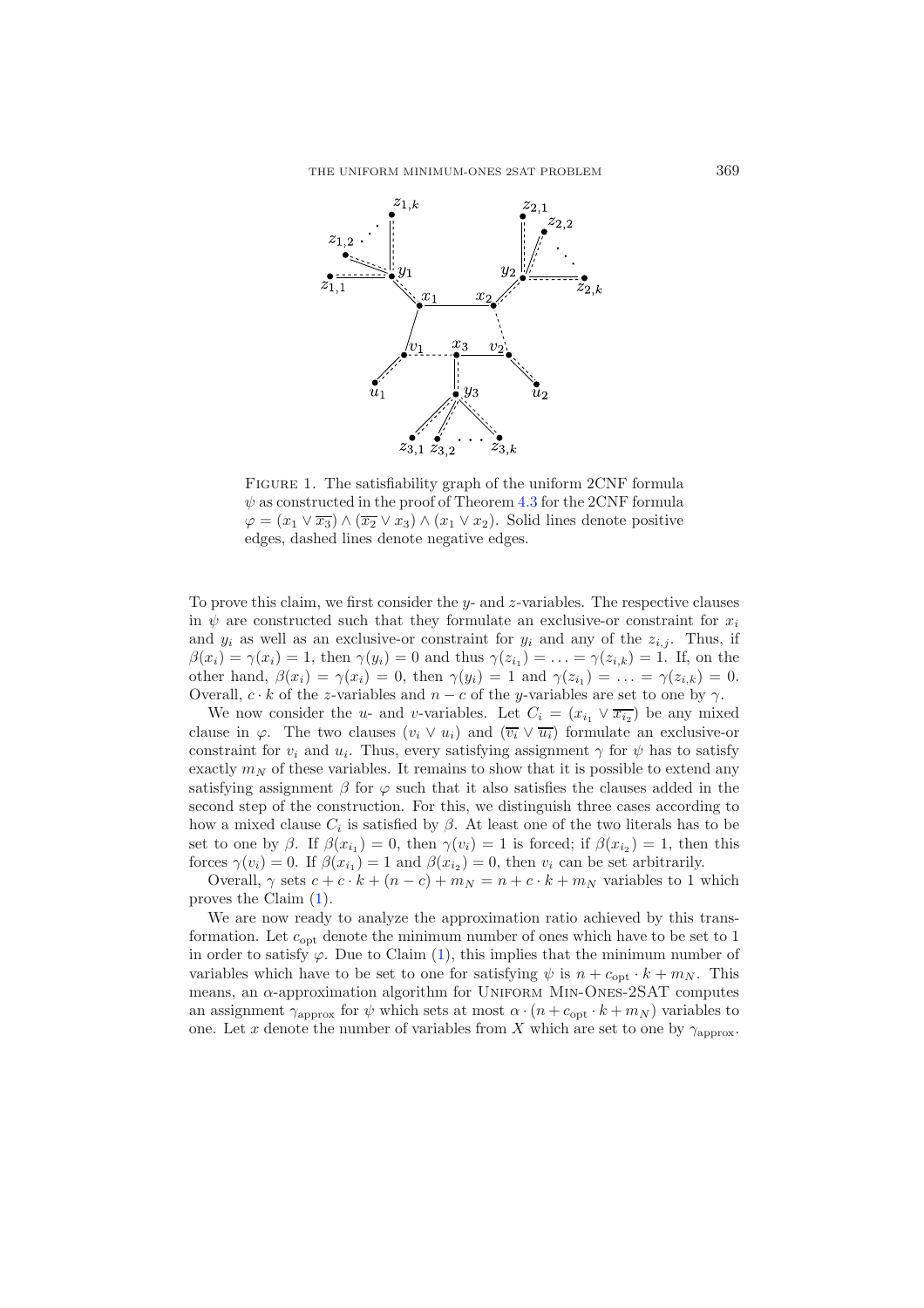Figure 1. The satisfiability graph of the uniform 2CNF formula $\psi$ as constructed in the proof of Theorem 4.3 for the 2CNF formula $\varphi = (x_1 \vee \overline{x_3}) \wedge (\overline{x_2} \vee x_3) \wedge (x_1 \vee x_2)$. Solid lines denote positive edges, dashed lines denote negative edges.

To prove this claim, we first consider the $y$- and $z$-variables. The respective clauses in $\psi$ are constructed such that they formulate an exclusive-or constraint for $x_i$ and $y_i$ as well as an exclusive-or constraint for $y_i$ and any of the $z_{i,j}$. Thus, if $\beta(x_i) = \gamma(x_i) = 1$, then $\gamma(y_i) = 0$ and thus $\gamma(z_{i_1}) = \ldots = \gamma(z_{i,k}) = 1$. If, on the other hand, $\beta(x_i) = \gamma(x_i) = 0$, then $\gamma(y_i) = 1$ and $\gamma(z_{i_1}) = \ldots = \gamma(z_{i,k}) = 0$. Overall, $c \cdot k$ of the $z$-variables and $n - c$ of the $y$-variables are set to one by $\gamma$.

We now consider the $u$- and $v$-variables. Let $C_i = (x_{i_1} \vee \overline{x_{i_2}})$ be any mixed clause in $\varphi$. The two clauses $(v_i \vee u_i)$ and $(\overline{v_i} \vee \overline{u_i})$ formulate an exclusive-or constraint for $v_i$ and $u_i$. Thus, every satisfying assignment $\gamma$ for $\psi$ has to satisfy exactly $m_N$ of these variables. It remains to show that it is possible to extend any satisfying assignment $\beta$ for $\varphi$ such that it also satisfies the clauses added in the second step of the construction. For this, we distinguish three cases according to how a mixed clause $C_i$ is satisfied by $\beta$. At least one of the two literals has to be set to one by $\beta$. If $\beta(x_{i_1}) = 0$, then $\gamma(v_i) = 1$ is forced; if $\beta(x_{i_2}) = 1$, then this forces $\gamma(v_i) = 0$. If $\beta(x_{i_1}) = 1$ and $\beta(x_{i_2}) = 0$, then $v_i$ can be set arbitrarily.

Overall, $\gamma$ sets $c + c \cdot k + (n - c) + m_N = n + c \cdot k + m_N$ variables to 1 which proves the Claim (1).

We are now ready to analyze the approximation ratio achieved by this transformation. Let $c_{\text{opt}}$ denote the minimum number of ones which have to be set to 1 in order to satisfy $\varphi$. Due to Claim (1), this implies that the minimum number of variables which have to be set to one for satisfying $\psi$ is $n + c_{\text{opt}} \cdot k + m_N$. This means, an $\alpha$-approximation algorithm for Uniform Min-Ones-2SAT computes an assignment $\gamma_{\text{approx}}$ for $\psi$ which sets at most $\alpha \cdot (n + c_{\text{opt}} \cdot k + m_N)$ variables to one. Let $x$ denote the number of variables from $X$ which are set to one by $\gamma_{\text{approx}}$.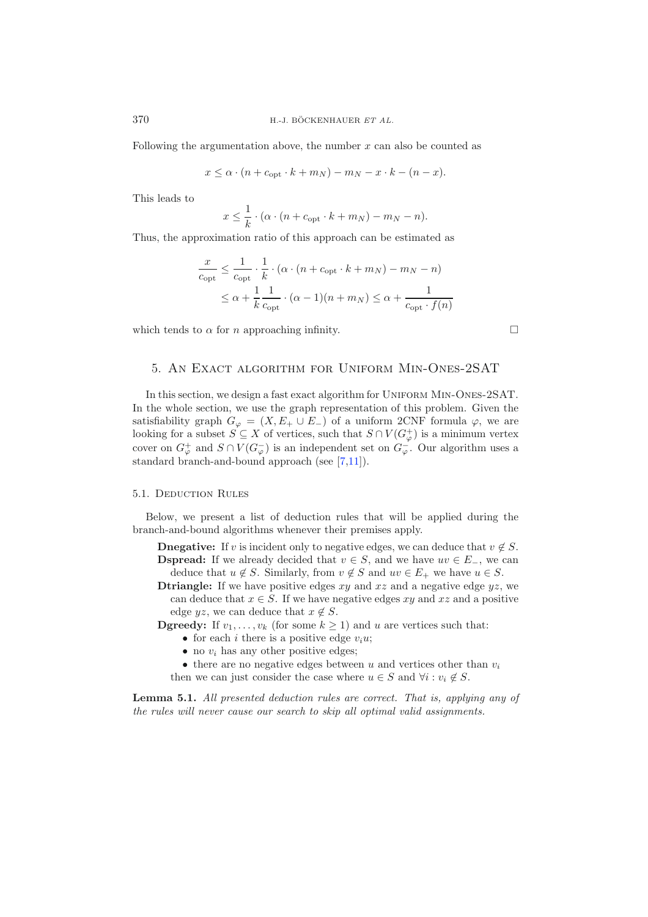Following the argumentation above, the number $x$ can also be counted as

$$x \leq \alpha \cdot (n + c_{\text{opt}} \cdot k + m_N) - m_N - x \cdot k - (n - x).$$

This leads to

$$x \leq \frac{1}{k} \cdot (\alpha \cdot (n + c_{\text{opt}} \cdot k + m_N) - m_N - n).$$

Thus, the approximation ratio of this approach can be estimated as

$$\begin{aligned} \frac{x}{c_{\text{opt}}} &\leq \frac{1}{c_{\text{opt}}} \cdot \frac{1}{k} \cdot (\alpha \cdot (n + c_{\text{opt}} \cdot k + m_N) - m_N - n) \\ &\leq \alpha + \frac{1}{k} \frac{1}{c_{\text{opt}}} \cdot (\alpha - 1)(n + m_N) \leq \alpha + \frac{1}{c_{\text{opt}} \cdot f(n)} \end{aligned}$$

which tends to $\alpha$ for $n$ approaching infinity. □

## 5. An Exact algorithm for Uniform Min-Ones-2SAT

In this section, we design a fast exact algorithm for Uniform Min-Ones-2SAT. In the whole section, we use the graph representation of this problem. Given the satisfiability graph $G_\varphi = (X, E_+ \cup E_-)$ of a uniform 2CNF formula $\varphi$, we are looking for a subset $S \subseteq X$ of vertices, such that $S \cap V(G_\varphi^+)$ is a minimum vertex cover on $G_\varphi^+$ and $S \cap V(G_\varphi^-)$ is an independent set on $G_\varphi^-$. Our algorithm uses a standard branch-and-bound approach (see [7,11]).

### 5.1. Deduction Rules

Below, we present a list of deduction rules that will be applied during the branch-and-bound algorithms whenever their premises apply.

**Dnegative:** If $v$ is incident only to negative edges, we can deduce that $v \notin S$.

**Dspread:** If we already decided that $v \in S$, and we have $uv \in E_-$, we can deduce that $u \notin S$. Similarly, from $v \notin S$ and $uv \in E_+$ we have $u \in S$.

**Dtriangle:** If we have positive edges $xy$ and $xz$ and a negative edge $yz$, we can deduce that $x \in S$. If we have negative edges $xy$ and $xz$ and a positive edge $yz$, we can deduce that $x \notin S$.

**Dgreedy:** If $v_1, \ldots, v_k$ (for some $k \geq 1$) and $u$ are vertices such that:

- for each $i$ there is a positive edge $v_i u$;
- no $v_i$ has any other positive edges;
- there are no negative edges between $u$ and vertices other than $v_i$

then we can just consider the case where $u \in S$ and $\forall i : v_i \notin S$.

**Lemma 5.1.** *All presented deduction rules are correct. That is, applying any of the rules will never cause our search to skip all optimal valid assignments.*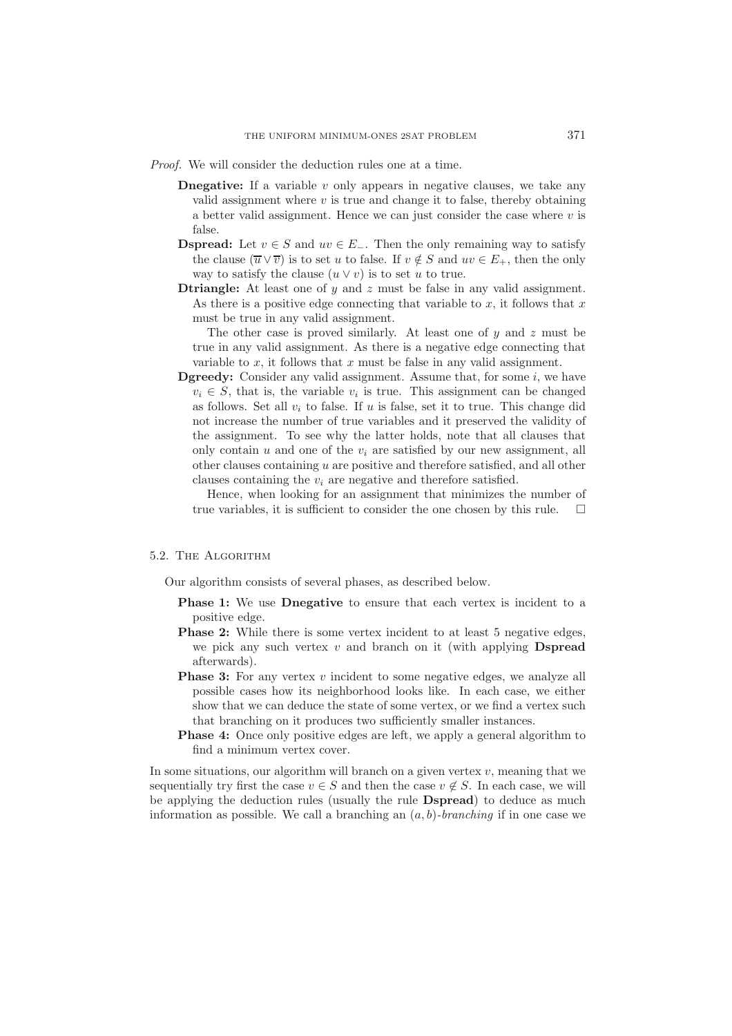*Proof.* We will consider the deduction rules one at a time.

- **Dnegative:** If a variable $v$ only appears in negative clauses, we take any valid assignment where $v$ is true and change it to false, thereby obtaining a better valid assignment. Hence we can just consider the case where $v$ is false.
- **Dspread:** Let $v \in S$ and $uv \in E_-$. Then the only remaining way to satisfy the clause $(\overline{u} \vee \overline{v})$ is to set $u$ to false. If $v \notin S$ and $uv \in E_+$, then the only way to satisfy the clause $(u \vee v)$ is to set $u$ to true.
- **Dtriangle:** At least one of $y$ and $z$ must be false in any valid assignment. As there is a positive edge connecting that variable to $x$, it follows that $x$ must be true in any valid assignment.

  The other case is proved similarly. At least one of $y$ and $z$ must be true in any valid assignment. As there is a negative edge connecting that variable to $x$, it follows that $x$ must be false in any valid assignment.
- **Dgreedy:** Consider any valid assignment. Assume that, for some $i$, we have $v_i \in S$, that is, the variable $v_i$ is true. This assignment can be changed as follows. Set all $v_i$ to false. If $u$ is false, set it to true. This change did not increase the number of true variables and it preserved the validity of the assignment. To see why the latter holds, note that all clauses that only contain $u$ and one of the $v_i$ are satisfied by our new assignment, all other clauses containing $u$ are positive and therefore satisfied, and all other clauses containing the $v_i$ are negative and therefore satisfied.

  Hence, when looking for an assignment that minimizes the number of true variables, it is sufficient to consider the one chosen by this rule. □

### 5.2. The Algorithm

Our algorithm consists of several phases, as described below.

- **Phase 1:** We use **Dnegative** to ensure that each vertex is incident to a positive edge.
- **Phase 2:** While there is some vertex incident to at least 5 negative edges, we pick any such vertex $v$ and branch on it (with applying **Dspread** afterwards).
- **Phase 3:** For any vertex $v$ incident to some negative edges, we analyze all possible cases how its neighborhood looks like. In each case, we either show that we can deduce the state of some vertex, or we find a vertex such that branching on it produces two sufficiently smaller instances.
- **Phase 4:** Once only positive edges are left, we apply a general algorithm to find a minimum vertex cover.

In some situations, our algorithm will branch on a given vertex $v$, meaning that we sequentially try first the case $v \in S$ and then the case $v \notin S$. In each case, we will be applying the deduction rules (usually the rule **Dspread**) to deduce as much information as possible. We call a branching an $(a, b)$-*branching* if in one case we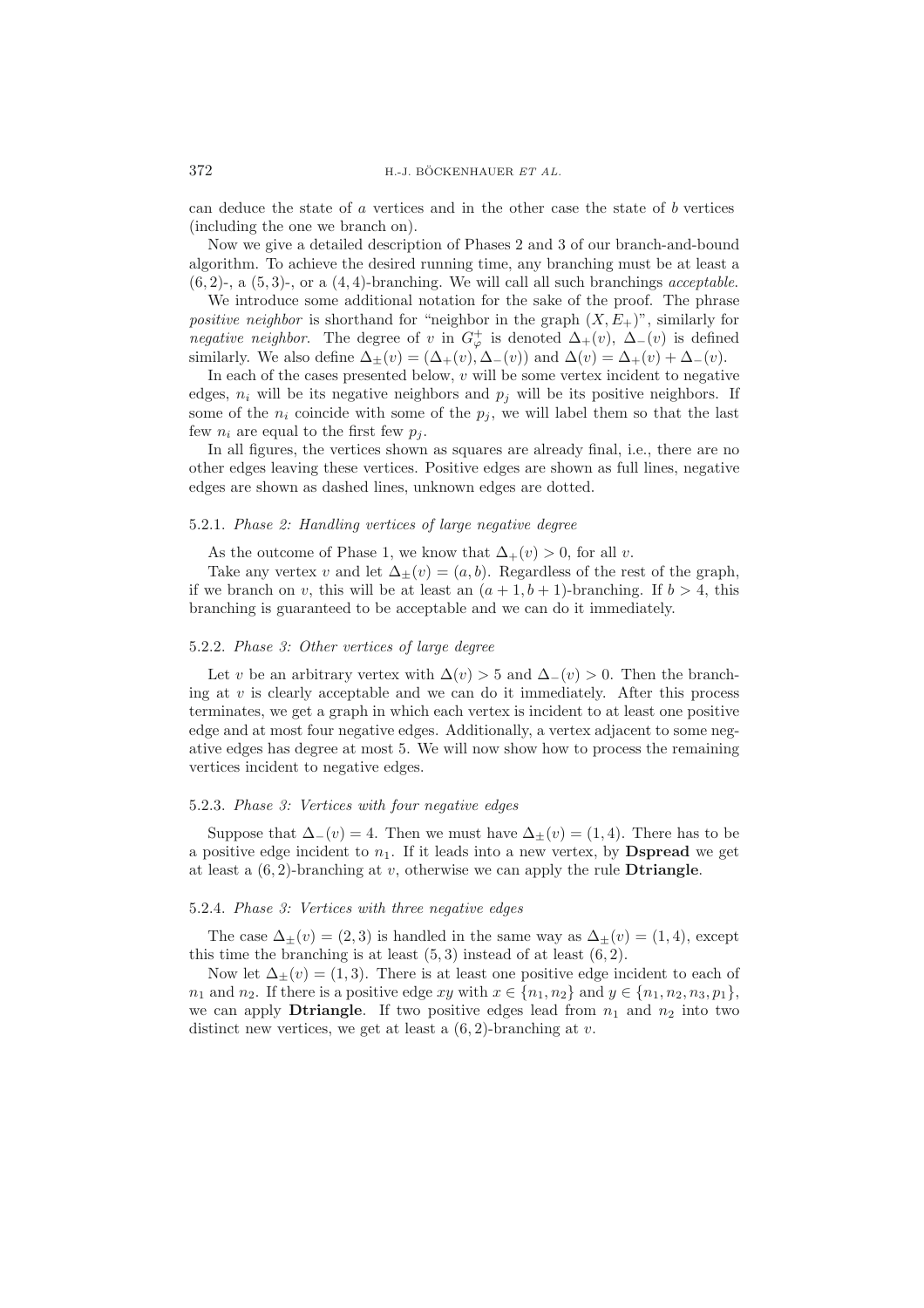can deduce the state of $a$ vertices and in the other case the state of $b$ vertices (including the one we branch on).

Now we give a detailed description of Phases 2 and 3 of our branch-and-bound algorithm. To achieve the desired running time, any branching must be at least a $(6, 2)$-, a $(5, 3)$-, or a $(4, 4)$-branching. We will call all such branchings *acceptable*.

We introduce some additional notation for the sake of the proof. The phrase *positive neighbor* is shorthand for "neighbor in the graph $(X, E_+)$", similarly for *negative neighbor*. The degree of $v$ in $G^+_\varphi$ is denoted $\Delta_+(v)$, $\Delta_-(v)$ is defined similarly. We also define $\Delta_\pm(v) = (\Delta_+(v), \Delta_-(v))$ and $\Delta(v) = \Delta_+(v) + \Delta_-(v)$.

In each of the cases presented below, $v$ will be some vertex incident to negative edges, $n_i$ will be its negative neighbors and $p_j$ will be its positive neighbors. If some of the $n_i$ coincide with some of the $p_j$, we will label them so that the last few $n_i$ are equal to the first few $p_j$.

In all figures, the vertices shown as squares are already final, i.e., there are no other edges leaving these vertices. Positive edges are shown as full lines, negative edges are shown as dashed lines, unknown edges are dotted.

### 5.2.1. *Phase 2: Handling vertices of large negative degree*

As the outcome of Phase 1, we know that $\Delta_+(v) > 0$, for all $v$.

Take any vertex $v$ and let $\Delta_\pm(v) = (a, b)$. Regardless of the rest of the graph, if we branch on $v$, this will be at least an $(a + 1, b + 1)$-branching. If $b > 4$, this branching is guaranteed to be acceptable and we can do it immediately.

### 5.2.2. *Phase 3: Other vertices of large degree*

Let $v$ be an arbitrary vertex with $\Delta(v) > 5$ and $\Delta_-(v) > 0$. Then the branching at $v$ is clearly acceptable and we can do it immediately. After this process terminates, we get a graph in which each vertex is incident to at least one positive edge and at most four negative edges. Additionally, a vertex adjacent to some negative edges has degree at most 5. We will now show how to process the remaining vertices incident to negative edges.

### 5.2.3. *Phase 3: Vertices with four negative edges*

Suppose that $\Delta_-(v) = 4$. Then we must have $\Delta_\pm(v) = (1, 4)$. There has to be a positive edge incident to $n_1$. If it leads into a new vertex, by **Dspread** we get at least a $(6, 2)$-branching at $v$, otherwise we can apply the rule **Dtriangle**.

### 5.2.4. *Phase 3: Vertices with three negative edges*

The case $\Delta_\pm(v) = (2, 3)$ is handled in the same way as $\Delta_\pm(v) = (1, 4)$, except this time the branching is at least $(5, 3)$ instead of at least $(6, 2)$.

Now let $\Delta_\pm(v) = (1, 3)$. There is at least one positive edge incident to each of $n_1$ and $n_2$. If there is a positive edge $xy$ with $x \in \{n_1, n_2\}$ and $y \in \{n_1, n_2, n_3, p_1\}$, we can apply **Dtriangle**. If two positive edges lead from $n_1$ and $n_2$ into two distinct new vertices, we get at least a $(6, 2)$-branching at $v$.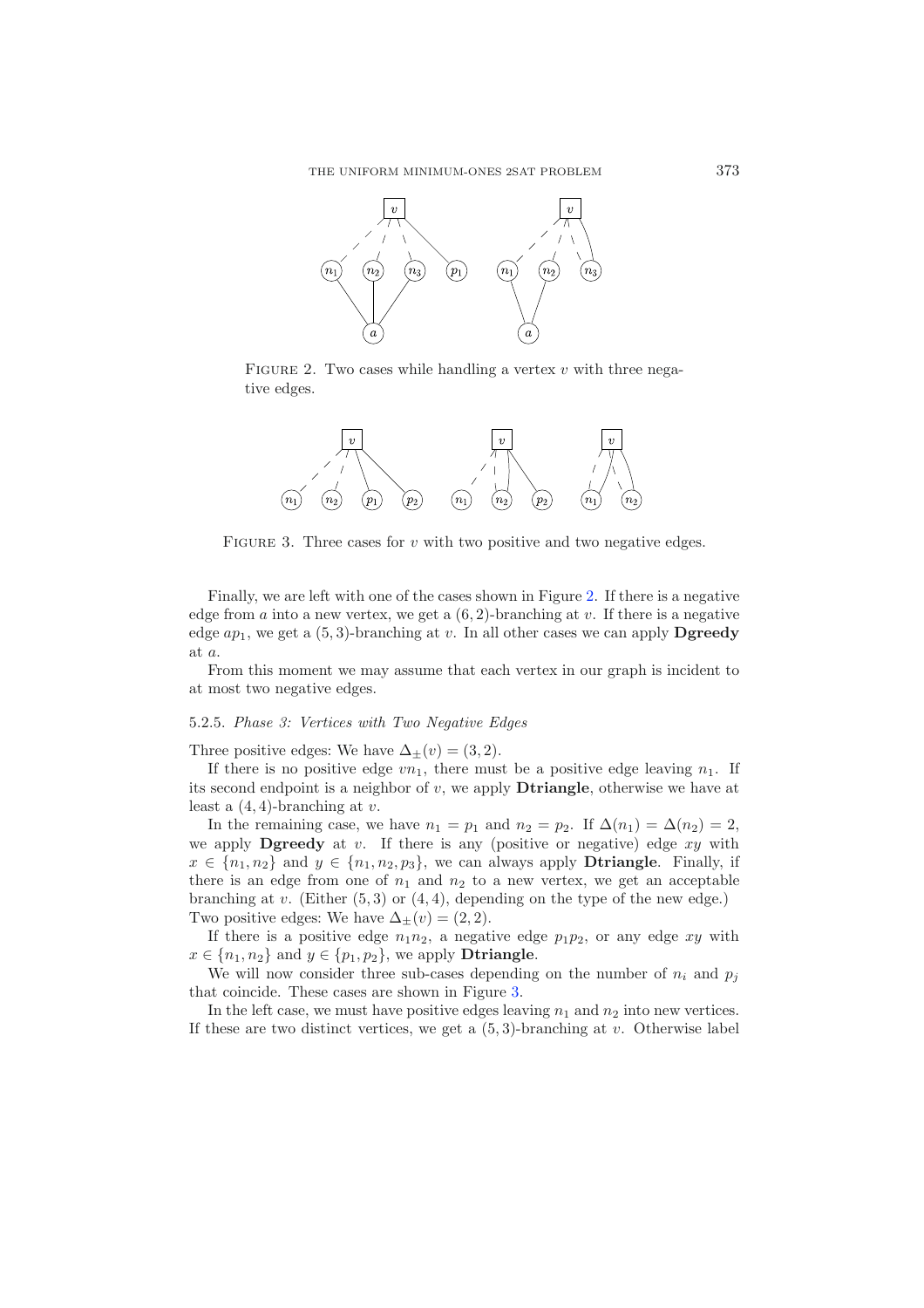FIGURE 2. Two cases while handling a vertex $v$ with three negative edges.

FIGURE 3. Three cases for $v$ with two positive and two negative edges.

Finally, we are left with one of the cases shown in Figure 2. If there is a negative edge from $a$ into a new vertex, we get a $(6, 2)$-branching at $v$. If there is a negative edge $ap_1$, we get a $(5, 3)$-branching at $v$. In all other cases we can apply **Dgreedy** at $a$.

From this moment we may assume that each vertex in our graph is incident to at most two negative edges.

#### 5.2.5. *Phase 3: Vertices with Two Negative Edges*

Three positive edges: We have $\Delta_{\pm}(v) = (3, 2)$.

If there is no positive edge $vn_1$, there must be a positive edge leaving $n_1$. If its second endpoint is a neighbor of $v$, we apply **Dtriangle**, otherwise we have at least a $(4, 4)$-branching at $v$.

In the remaining case, we have $n_1 = p_1$ and $n_2 = p_2$. If $\Delta(n_1) = \Delta(n_2) = 2$, we apply **Dgreedy** at $v$. If there is any (positive or negative) edge $xy$ with $x \in \{n_1, n_2\}$ and $y \in \{n_1, n_2, p_3\}$, we can always apply **Dtriangle**. Finally, if there is an edge from one of $n_1$ and $n_2$ to a new vertex, we get an acceptable branching at $v$. (Either $(5, 3)$ or $(4, 4)$, depending on the type of the new edge.)

Two positive edges: We have $\Delta_{\pm}(v) = (2, 2)$.

If there is a positive edge $n_1n_2$, a negative edge $p_1p_2$, or any edge $xy$ with $x \in \{n_1, n_2\}$ and $y \in \{p_1, p_2\}$, we apply **Dtriangle**.

We will now consider three sub-cases depending on the number of $n_i$ and $p_j$ that coincide. These cases are shown in Figure 3.

In the left case, we must have positive edges leaving $n_1$ and $n_2$ into new vertices. If these are two distinct vertices, we get a $(5, 3)$-branching at $v$. Otherwise label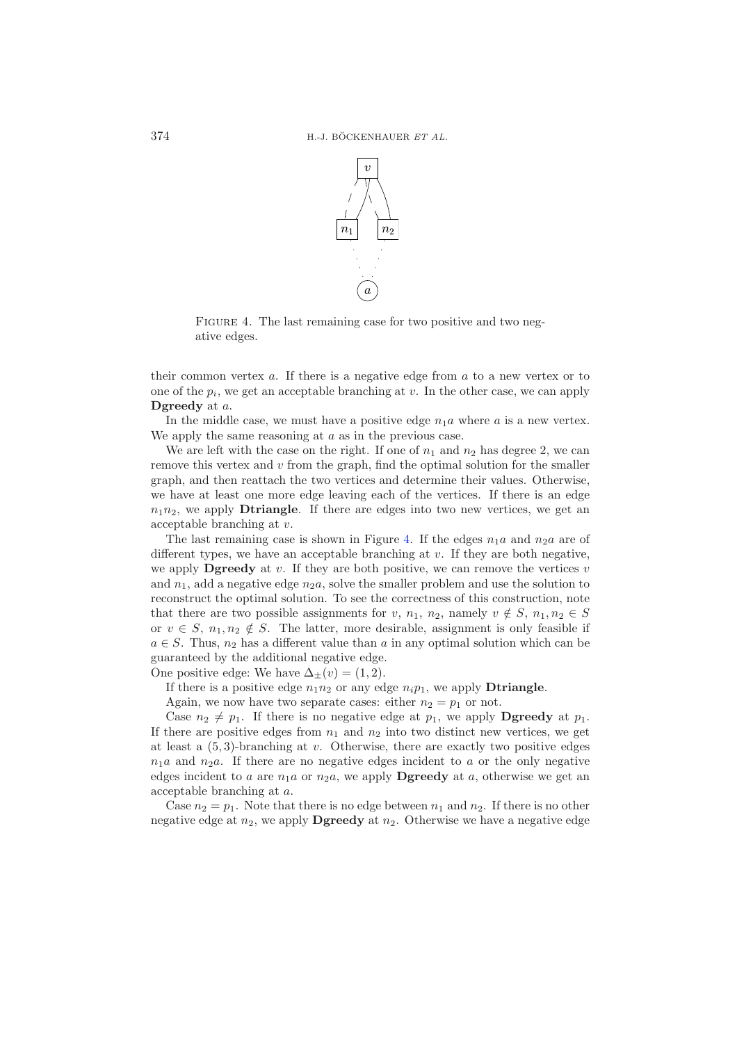FIGURE 4. The last remaining case for two positive and two negative edges.

their common vertex $a$. If there is a negative edge from $a$ to a new vertex or to one of the $p_i$, we get an acceptable branching at $v$. In the other case, we can apply **Dgreedy** at $a$.

In the middle case, we must have a positive edge $n_1a$ where $a$ is a new vertex. We apply the same reasoning at $a$ as in the previous case.

We are left with the case on the right. If one of $n_1$ and $n_2$ has degree 2, we can remove this vertex and $v$ from the graph, find the optimal solution for the smaller graph, and then reattach the two vertices and determine their values. Otherwise, we have at least one more edge leaving each of the vertices. If there is an edge $n_1n_2$, we apply **Dtriangle**. If there are edges into two new vertices, we get an acceptable branching at $v$.

The last remaining case is shown in Figure 4. If the edges $n_1a$ and $n_2a$ are of different types, we have an acceptable branching at $v$. If they are both negative, we apply **Dgreedy** at $v$. If they are both positive, we can remove the vertices $v$ and $n_1$, add a negative edge $n_2a$, solve the smaller problem and use the solution to reconstruct the optimal solution. To see the correctness of this construction, note that there are two possible assignments for $v$, $n_1$, $n_2$, namely $v \notin S$, $n_1, n_2 \in S$ or $v \in S$, $n_1, n_2 \notin S$. The latter, more desirable, assignment is only feasible if $a \in S$. Thus, $n_2$ has a different value than $a$ in any optimal solution which can be guaranteed by the additional negative edge.

One positive edge: We have $\Delta_{\pm}(v) = (1, 2)$.

If there is a positive edge $n_1n_2$ or any edge $n_ip_1$, we apply **Dtriangle**.

Again, we now have two separate cases: either $n_2 = p_1$ or not.

Case $n_2 \neq p_1$. If there is no negative edge at $p_1$, we apply **Dgreedy** at $p_1$. If there are positive edges from $n_1$ and $n_2$ into two distinct new vertices, we get at least a $(5, 3)$-branching at $v$. Otherwise, there are exactly two positive edges $n_1a$ and $n_2a$. If there are no negative edges incident to $a$ or the only negative edges incident to $a$ are $n_1a$ or $n_2a$, we apply **Dgreedy** at $a$, otherwise we get an acceptable branching at $a$.

Case $n_2 = p_1$. Note that there is no edge between $n_1$ and $n_2$. If there is no other negative edge at $n_2$, we apply **Dgreedy** at $n_2$. Otherwise we have a negative edge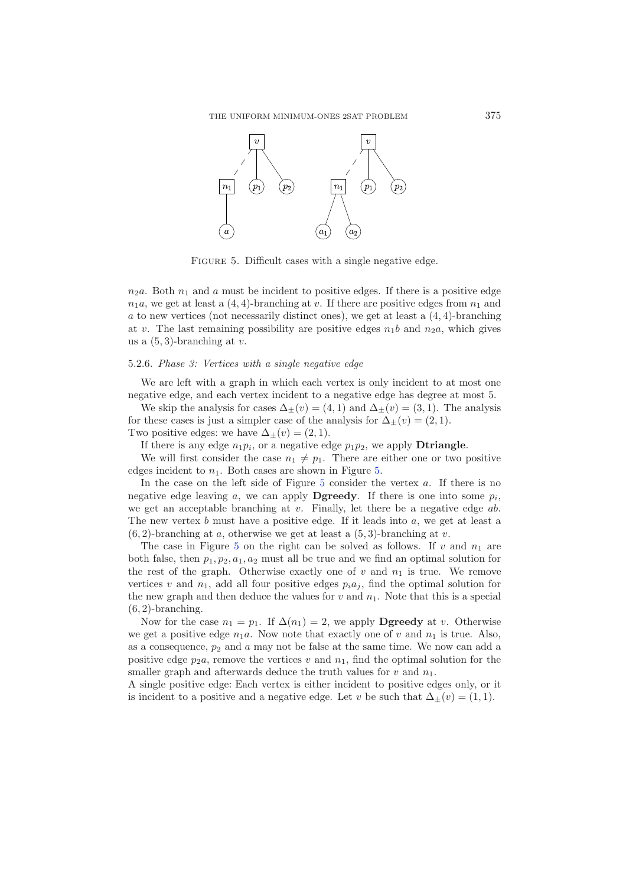FIGURE 5. Difficult cases with a single negative edge.

$n_2a$. Both $n_1$ and $a$ must be incident to positive edges. If there is a positive edge $n_1a$, we get at least a $(4,4)$-branching at $v$. If there are positive edges from $n_1$ and $a$ to new vertices (not necessarily distinct ones), we get at least a $(4,4)$-branching at $v$. The last remaining possibility are positive edges $n_1b$ and $n_2a$, which gives us a $(5,3)$-branching at $v$.

#### 5.2.6. *Phase 3: Vertices with a single negative edge*

We are left with a graph in which each vertex is only incident to at most one negative edge, and each vertex incident to a negative edge has degree at most 5.

We skip the analysis for cases $\Delta_\pm(v) = (4,1)$ and $\Delta_\pm(v) = (3,1)$. The analysis for these cases is just a simpler case of the analysis for $\Delta_\pm(v) = (2,1)$.

Two positive edges: we have $\Delta_\pm(v) = (2,1)$.

If there is any edge $n_1p_i$, or a negative edge $p_1p_2$, we apply **Dtriangle**.

We will first consider the case $n_1 \neq p_1$. There are either one or two positive edges incident to $n_1$. Both cases are shown in Figure 5.

In the case on the left side of Figure 5 consider the vertex $a$. If there is no negative edge leaving $a$, we can apply **Dgreedy**. If there is one into some $p_i$, we get an acceptable branching at $v$. Finally, let there be a negative edge $ab$. The new vertex $b$ must have a positive edge. If it leads into $a$, we get at least a $(6,2)$-branching at $a$, otherwise we get at least a $(5,3)$-branching at $v$.

The case in Figure 5 on the right can be solved as follows. If $v$ and $n_1$ are both false, then $p_1, p_2, a_1, a_2$ must all be true and we find an optimal solution for the rest of the graph. Otherwise exactly one of $v$ and $n_1$ is true. We remove vertices $v$ and $n_1$, add all four positive edges $p_ia_j$, find the optimal solution for the new graph and then deduce the values for $v$ and $n_1$. Note that this is a special $(6,2)$-branching.

Now for the case $n_1 = p_1$. If $\Delta(n_1) = 2$, we apply **Dgreedy** at $v$. Otherwise we get a positive edge $n_1a$. Now note that exactly one of $v$ and $n_1$ is true. Also, as a consequence, $p_2$ and $a$ may not be false at the same time. We now can add a positive edge $p_2a$, remove the vertices $v$ and $n_1$, find the optimal solution for the smaller graph and afterwards deduce the truth values for $v$ and $n_1$.

A single positive edge: Each vertex is either incident to positive edges only, or it is incident to a positive and a negative edge. Let $v$ be such that $\Delta_\pm(v) = (1,1)$.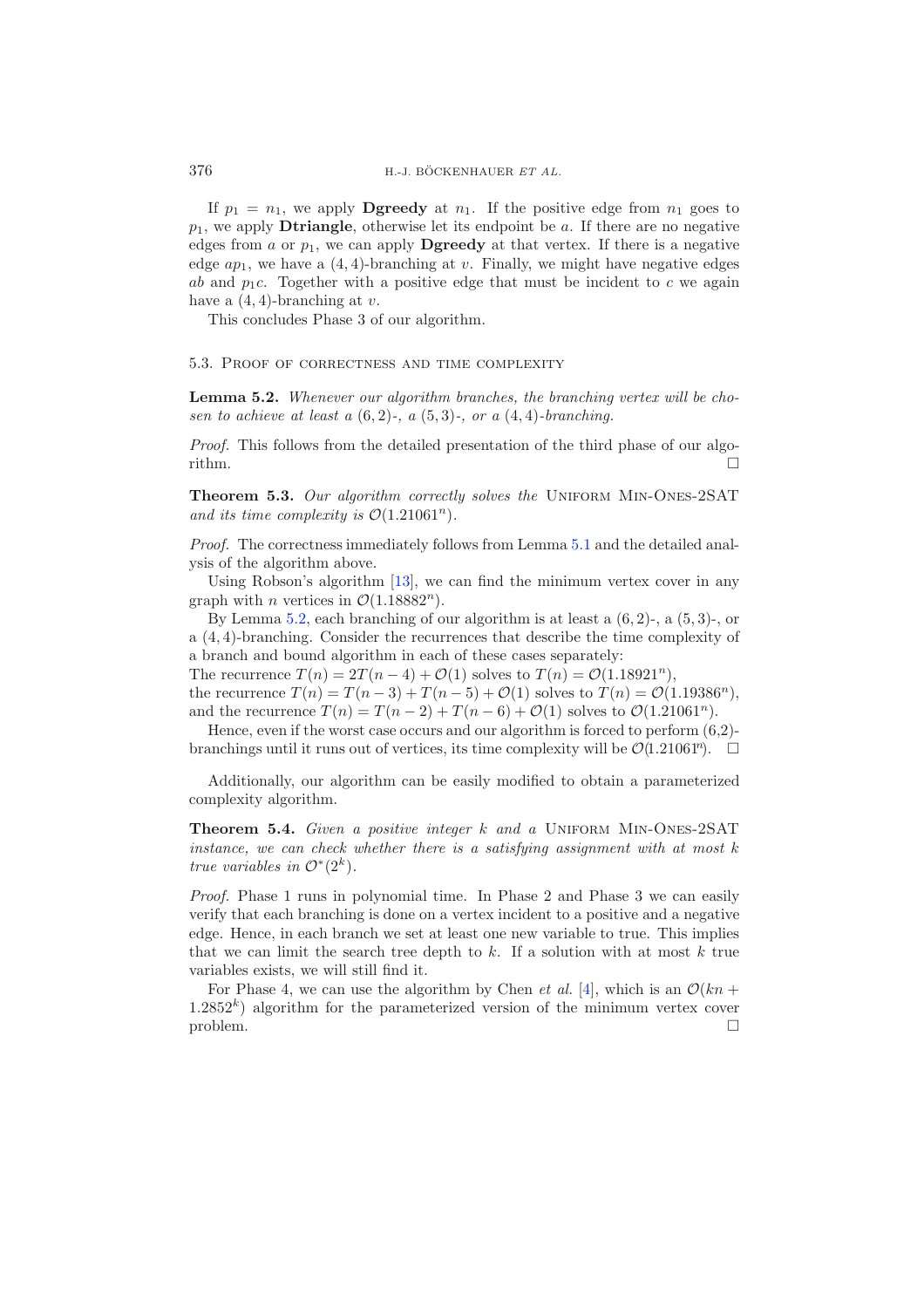If $p_1 = n_1$, we apply **Dgreedy** at $n_1$. If the positive edge from $n_1$ goes to $p_1$, we apply **Dtriangle**, otherwise let its endpoint be $a$. If there are no negative edges from $a$ or $p_1$, we can apply **Dgreedy** at that vertex. If there is a negative edge $ap_1$, we have a $(4, 4)$-branching at $v$. Finally, we might have negative edges $ab$ and $p_1c$. Together with a positive edge that must be incident to $c$ we again have a $(4, 4)$-branching at $v$.

This concludes Phase 3 of our algorithm.

### 5.3. Proof of correctness and time complexity

**Lemma 5.2.** *Whenever our algorithm branches, the branching vertex will be chosen to achieve at least a $(6, 2)$-, a $(5, 3)$-, or a $(4, 4)$-branching.*

*Proof.* This follows from the detailed presentation of the third phase of our algorithm. □

**Theorem 5.3.** *Our algorithm correctly solves the* Uniform Min-Ones-2SAT *and its time complexity is $\mathcal{O}(1.21061^n)$.*

*Proof.* The correctness immediately follows from Lemma 5.1 and the detailed analysis of the algorithm above.

Using Robson's algorithm [13], we can find the minimum vertex cover in any graph with $n$ vertices in $\mathcal{O}(1.18882^n)$.

By Lemma 5.2, each branching of our algorithm is at least a $(6, 2)$-, a $(5, 3)$-, or a $(4, 4)$-branching. Consider the recurrences that describe the time complexity of a branch and bound algorithm in each of these cases separately:
The recurrence $T(n) = 2T(n-4) + \mathcal{O}(1)$ solves to $T(n) = \mathcal{O}(1.18921^n)$,
the recurrence $T(n) = T(n-3) + T(n-5) + \mathcal{O}(1)$ solves to $T(n) = \mathcal{O}(1.19386^n)$,
and the recurrence $T(n) = T(n-2) + T(n-6) + \mathcal{O}(1)$ solves to $\mathcal{O}(1.21061^n)$.

Hence, even if the worst case occurs and our algorithm is forced to perform (6,2)-branchings until it runs out of vertices, its time complexity will be $\mathcal{O}(1.21061^n)$. □

Additionally, our algorithm can be easily modified to obtain a parameterized complexity algorithm.

**Theorem 5.4.** *Given a positive integer $k$ and a* Uniform Min-Ones-2SAT *instance, we can check whether there is a satisfying assignment with at most $k$ true variables in $\mathcal{O}^*(2^k)$.*

*Proof.* Phase 1 runs in polynomial time. In Phase 2 and Phase 3 we can easily verify that each branching is done on a vertex incident to a positive and a negative edge. Hence, in each branch we set at least one new variable to true. This implies that we can limit the search tree depth to $k$. If a solution with at most $k$ true variables exists, we will still find it.

For Phase 4, we can use the algorithm by Chen *et al.* [4], which is an $\mathcal{O}(kn + 1.2852^k)$ algorithm for the parameterized version of the minimum vertex cover problem. □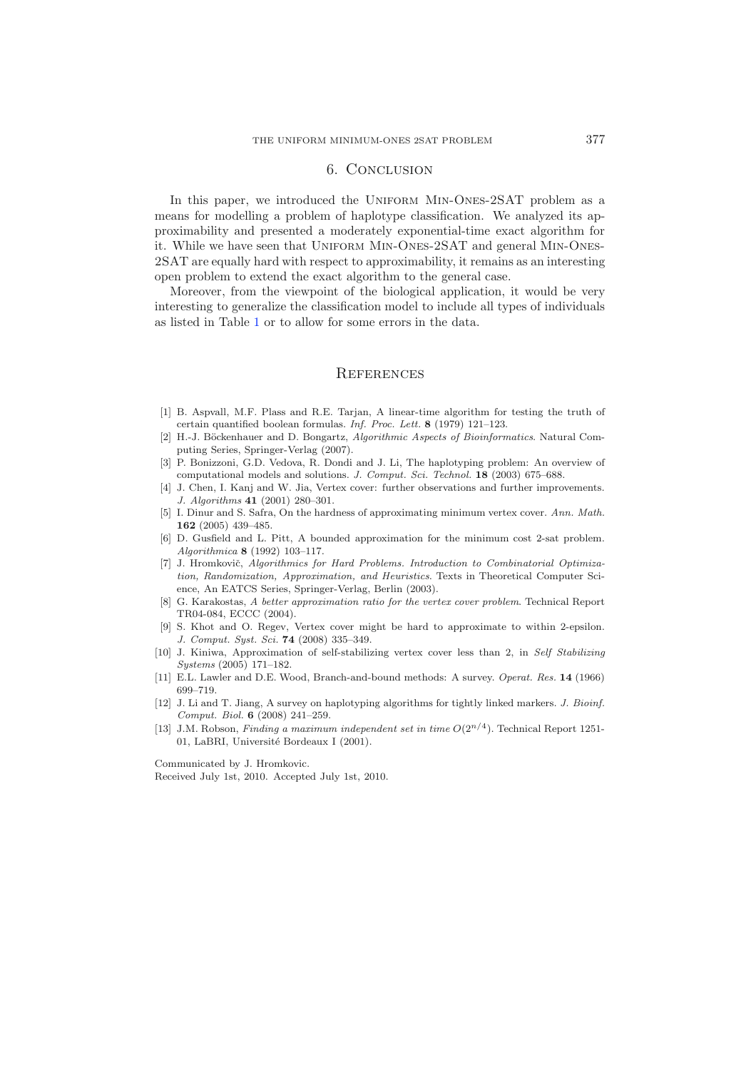## 6. Conclusion

In this paper, we introduced the Uniform Min-Ones-2SAT problem as a means for modelling a problem of haplotype classification. We analyzed its approximability and presented a moderately exponential-time exact algorithm for it. While we have seen that Uniform Min-Ones-2SAT and general Min-Ones-2SAT are equally hard with respect to approximability, it remains as an interesting open problem to extend the exact algorithm to the general case.

Moreover, from the viewpoint of the biological application, it would be very interesting to generalize the classification model to include all types of individuals as listed in Table 1 or to allow for some errors in the data.

## References

[1] B. Aspvall, M.F. Plass and R.E. Tarjan, A linear-time algorithm for testing the truth of certain quantified boolean formulas. *Inf. Proc. Lett.* **8** (1979) 121–123.

[2] H.-J. Böckenhauer and D. Bongartz, *Algorithmic Aspects of Bioinformatics*. Natural Computing Series, Springer-Verlag (2007).

[3] P. Bonizzoni, G.D. Vedova, R. Dondi and J. Li, The haplotyping problem: An overview of computational models and solutions. *J. Comput. Sci. Technol.* **18** (2003) 675–688.

[4] J. Chen, I. Kanj and W. Jia, Vertex cover: further observations and further improvements. *J. Algorithms* **41** (2001) 280–301.

[5] I. Dinur and S. Safra, On the hardness of approximating minimum vertex cover. *Ann. Math.* **162** (2005) 439–485.

[6] D. Gusfield and L. Pitt, A bounded approximation for the minimum cost 2-sat problem. *Algorithmica* **8** (1992) 103–117.

[7] J. Hromkovič, *Algorithmics for Hard Problems. Introduction to Combinatorial Optimization, Randomization, Approximation, and Heuristics*. Texts in Theoretical Computer Science, An EATCS Series, Springer-Verlag, Berlin (2003).

[8] G. Karakostas, *A better approximation ratio for the vertex cover problem*. Technical Report TR04-084, ECCC (2004).

[9] S. Khot and O. Regev, Vertex cover might be hard to approximate to within 2-epsilon. *J. Comput. Syst. Sci.* **74** (2008) 335–349.

[10] J. Kiniwa, Approximation of self-stabilizing vertex cover less than 2, in *Self Stabilizing Systems* (2005) 171–182.

[11] E.L. Lawler and D.E. Wood, Branch-and-bound methods: A survey. *Operat. Res.* **14** (1966) 699–719.

[12] J. Li and T. Jiang, A survey on haplotyping algorithms for tightly linked markers. *J. Bioinf. Comput. Biol.* **6** (2008) 241–259.

[13] J.M. Robson, *Finding a maximum independent set in time $O(2^{n/4})$*. Technical Report 1251-01, LaBRI, Université Bordeaux I (2001).

Communicated by J. Hromkovic.

Received July 1st, 2010. Accepted July 1st, 2010.